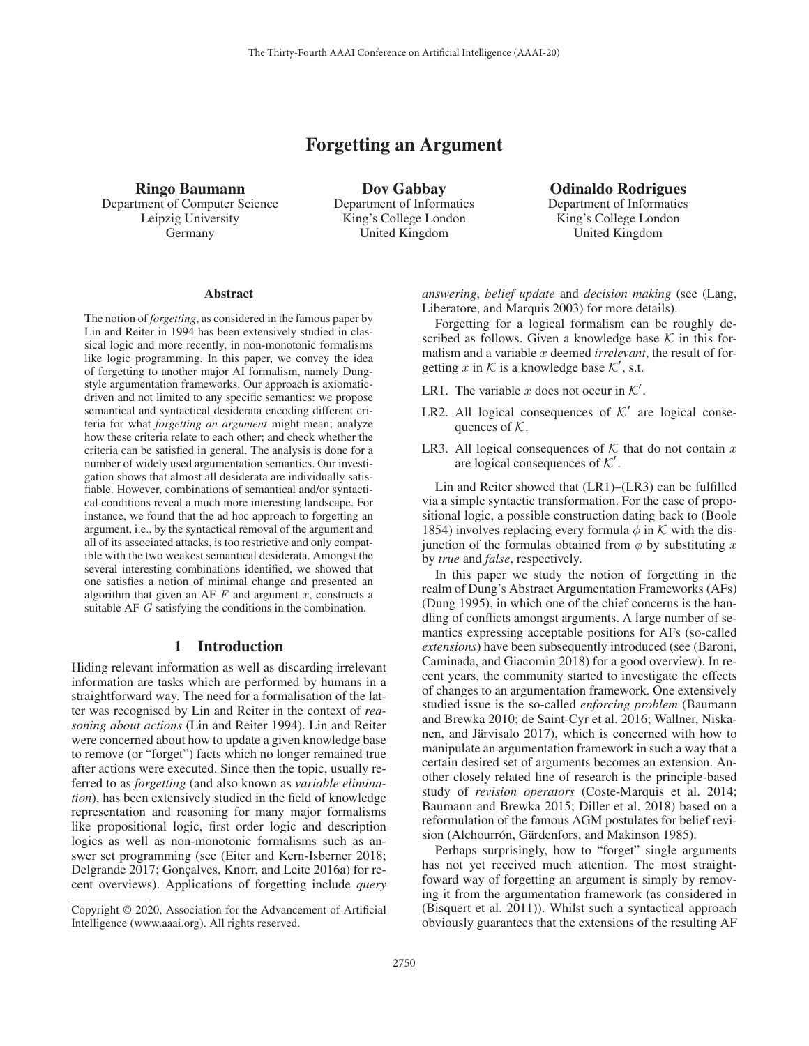# Forgetting an Argument

**Ringo Baumann**
Department of Computer Science
Leipzig University
Germany

**Dov Gabbay**
Department of Informatics
King's College London
United Kingdom

**Odinaldo Rodrigues**
Department of Informatics
King's College London
United Kingdom

### Abstract

The notion of *forgetting*, as considered in the famous paper by Lin and Reiter in 1994 has been extensively studied in classical logic and more recently, in non-monotonic formalisms like logic programming. In this paper, we convey the idea of forgetting to another major AI formalism, namely Dung-style argumentation frameworks. Our approach is axiomatic-driven and not limited to any specific semantics: we propose semantical and syntactical desiderata encoding different criteria for what *forgetting an argument* might mean; analyze how these criteria relate to each other; and check whether the criteria can be satisfied in general. The analysis is done for a number of widely used argumentation semantics. Our investigation shows that almost all desiderata are individually satisfiable. However, combinations of semantical and/or syntactical conditions reveal a much more interesting landscape. For instance, we found that the ad hoc approach to forgetting an argument, i.e., by the syntactical removal of the argument and all of its associated attacks, is too restrictive and only compatible with the two weakest semantical desiderata. Amongst the several interesting combinations identified, we showed that one satisfies a notion of minimal change and presented an algorithm that given an AF $F$ and argument $x$, constructs a suitable AF $G$ satisfying the conditions in the combination.

## 1 Introduction

Hiding relevant information as well as discarding irrelevant information are tasks which are performed by humans in a straightforward way. The need for a formalisation of the latter was recognised by Lin and Reiter in the context of *reasoning about actions* (Lin and Reiter 1994). Lin and Reiter were concerned about how to update a given knowledge base to remove (or "forget") facts which no longer remained true after actions were executed. Since then the topic, usually referred to as *forgetting* (and also known as *variable elimination*), has been extensively studied in the field of knowledge representation and reasoning for many major formalisms like propositional logic, first order logic and description logics as well as non-monotonic formalisms such as answer set programming (see (Eiter and Kern-Isberner 2018; Delgrande 2017; Gonçalves, Knorr, and Leite 2016a) for recent overviews). Applications of forgetting include *query answering*, *belief update* and *decision making* (see (Lang, Liberatore, and Marquis 2003) for more details).

Forgetting for a logical formalism can be roughly described as follows. Given a knowledge base $\mathcal{K}$ in this formalism and a variable $x$ deemed *irrelevant*, the result of forgetting $x$ in $\mathcal{K}$ is a knowledge base $\mathcal{K}'$, s.t.

- LR1. The variable $x$ does not occur in $\mathcal{K}'$.
- LR2. All logical consequences of $\mathcal{K}'$ are logical consequences of $\mathcal{K}$.
- LR3. All logical consequences of $\mathcal{K}$ that do not contain $x$ are logical consequences of $\mathcal{K}'$.

Lin and Reiter showed that (LR1)–(LR3) can be fulfilled via a simple syntactic transformation. For the case of propositional logic, a possible construction dating back to (Boole 1854) involves replacing every formula $\phi$ in $\mathcal{K}$ with the disjunction of the formulas obtained from $\phi$ by substituting $x$ by *true* and *false*, respectively.

In this paper we study the notion of forgetting in the realm of Dung's Abstract Argumentation Frameworks (AFs) (Dung 1995), in which one of the chief concerns is the handling of conflicts amongst arguments. A large number of semantics expressing acceptable positions for AFs (so-called *extensions*) have been subsequently introduced (see (Baroni, Caminada, and Giacomin 2018) for a good overview). In recent years, the community started to investigate the effects of changes to an argumentation framework. One extensively studied issue is the so-called *enforcing problem* (Baumann and Brewka 2010; de Saint-Cyr et al. 2016; Wallner, Niskanen, and Järvisalo 2017), which is concerned with how to manipulate an argumentation framework in such a way that a certain desired set of arguments becomes an extension. Another closely related line of research is the principle-based study of *revision operators* (Coste-Marquis et al. 2014; Baumann and Brewka 2015; Diller et al. 2018) based on a reformulation of the famous AGM postulates for belief revision (Alchourrón, Gärdenfors, and Makinson 1985).

Perhaps surprisingly, how to "forget" single arguments has not yet received much attention. The most straightfoward way of forgetting an argument is simply by removing it from the argumentation framework (as considered in (Bisquert et al. 2011)). Whilst such a syntactical approach obviously guarantees that the extensions of the resulting AF

Copyright © 2020, Association for the Advancement of Artificial Intelligence (www.aaai.org). All rights reserved.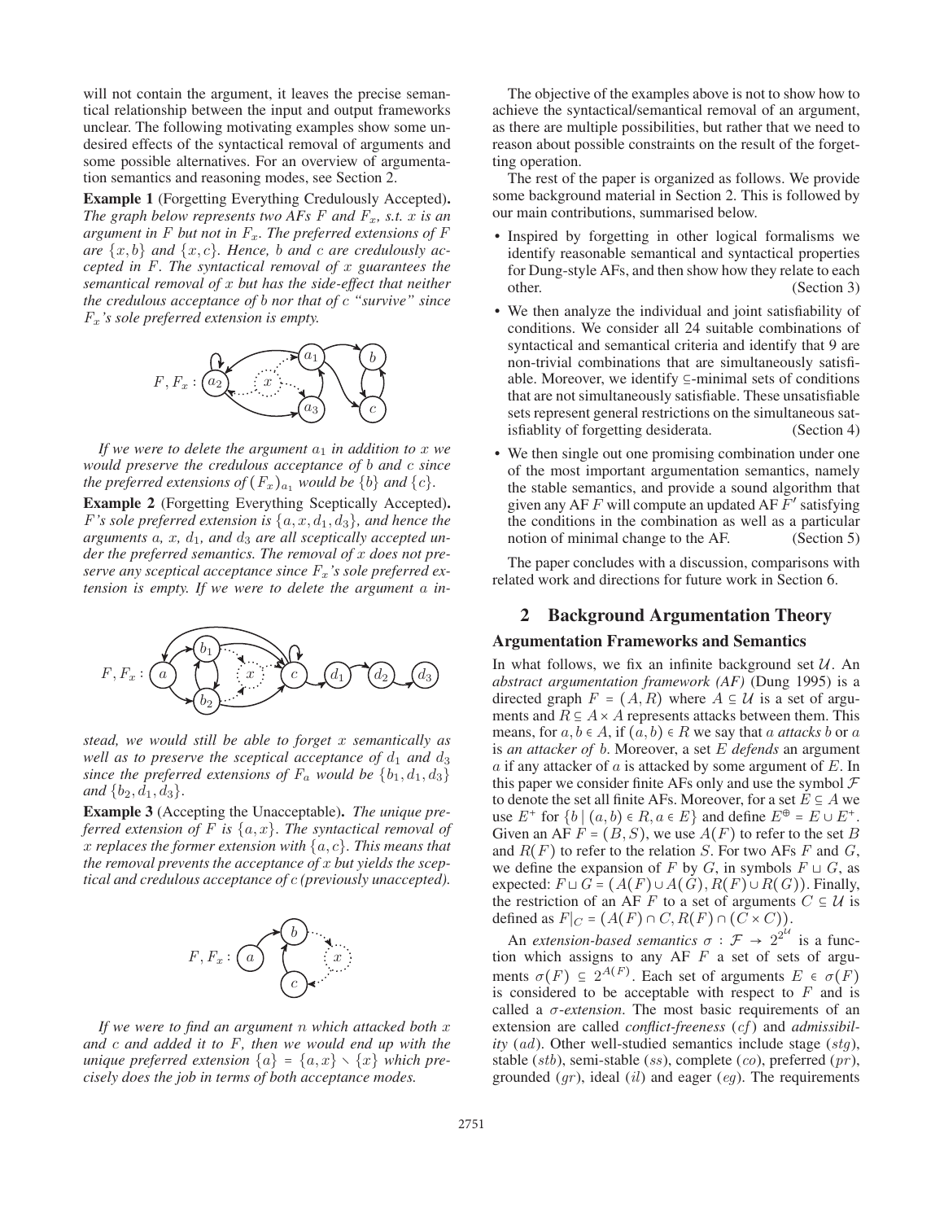will not contain the argument, it leaves the precise semantical relationship between the input and output frameworks unclear. The following motivating examples show some undesired effects of the syntactical removal of arguments and some possible alternatives. For an overview of argumentation semantics and reasoning modes, see Section 2.

**Example 1** (Forgetting Everything Credulously Accepted)**.** *The graph below represents two AFs $F$ and $F_x$, s.t. $x$ is an argument in $F$ but not in $F_x$. The preferred extensions of $F$ are $\{x, b\}$ and $\{x, c\}$. Hence, $b$ and $c$ are credulously accepted in $F$. The syntactical removal of $x$ guarantees the semantical removal of $x$ but has the side-effect that neither the credulous acceptance of $b$ nor that of $c$ "survive" since $F_x$'s sole preferred extension is empty.*

*If we were to delete the argument $a_1$ in addition to $x$ we would preserve the credulous acceptance of $b$ and $c$ since the preferred extensions of $(F_x)_{a_1}$ would be $\{b\}$ and $\{c\}$.*

**Example 2** (Forgetting Everything Sceptically Accepted)**.** *$F$'s sole preferred extension is $\{a, x, d_1, d_3\}$, and hence the arguments $a$, $x$, $d_1$, and $d_3$ are all sceptically accepted under the preferred semantics. The removal of $x$ does not preserve any sceptical acceptance since $F_x$'s sole preferred extension is empty. If we were to delete the argument $a$ instead, we would still be able to forget $x$ semantically as well as to preserve the sceptical acceptance of $d_1$ and $d_3$ since the preferred extensions of $F_a$ would be $\{b_1, d_1, d_3\}$ and $\{b_2, d_1, d_3\}$.*

**Example 3** (Accepting the Unacceptable)**.** *The unique preferred extension of $F$ is $\{a, x\}$. The syntactical removal of $x$ replaces the former extension with $\{a, c\}$. This means that the removal prevents the acceptance of $x$ but yields the sceptical and credulous acceptance of $c$ (previously unaccepted).*

*If we were to find an argument $n$ which attacked both $x$ and $c$ and added it to $F$, then we would end up with the unique preferred extension $\{a\} = \{a, x\} \setminus \{x\}$ which precisely does the job in terms of both acceptance modes.*

The objective of the examples above is not to show how to achieve the syntactical/semantical removal of an argument, as there are multiple possibilities, but rather that we need to reason about possible constraints on the result of the forgetting operation.

The rest of the paper is organized as follows. We provide some background material in Section 2. This is followed by our main contributions, summarised below.

- Inspired by forgetting in other logical formalisms we identify reasonable semantical and syntactical properties for Dung-style AFs, and then show how they relate to each other. (Section 3)
- We then analyze the individual and joint satisfiability of conditions. We consider all 24 suitable combinations of syntactical and semantical criteria and identify that 9 are non-trivial combinations that are simultaneously satisfiable. Moreover, we identify ⊆-minimal sets of conditions that are not simultaneously satisfiable. These unsatisfiable sets represent general restrictions on the simultaneous satisfiablity of forgetting desiderata. (Section 4)
- We then single out one promising combination under one of the most important argumentation semantics, namely the stable semantics, and provide a sound algorithm that given any AF $F$ will compute an updated AF $F'$ satisfying the conditions in the combination as well as a particular notion of minimal change to the AF. (Section 5)

The paper concludes with a discussion, comparisons with related work and directions for future work in Section 6.

## 2 Background Argumentation Theory

### Argumentation Frameworks and Semantics

In what follows, we fix an infinite background set $\mathcal{U}$. An *abstract argumentation framework (AF)* (Dung 1995) is a directed graph $F = (A, R)$ where $A \subseteq \mathcal{U}$ is a set of arguments and $R \subseteq A \times A$ represents attacks between them. This means, for $a, b \in A$, if $(a, b) \in R$ we say that $a$ *attacks* $b$ or $a$ is *an attacker of* $b$. Moreover, a set $E$ *defends* an argument $a$ if any attacker of $a$ is attacked by some argument of $E$. In this paper we consider finite AFs only and use the symbol $\mathcal{F}$ to denote the set all finite AFs. Moreover, for a set $E \subseteq A$ we use $E^+$ for $\{b \mid (a, b) \in R, a \in E\}$ and define $E^\oplus = E \cup E^+$. Given an AF $F = (B, S)$, we use $A(F)$ to refer to the set $B$ and $R(F)$ to refer to the relation $S$. For two AFs $F$ and $G$, we define the expansion of $F$ by $G$, in symbols $F \sqcup G$, as expected: $F \sqcup G = (A(F) \cup A(G), R(F) \cup R(G))$. Finally, the restriction of an AF $F$ to a set of arguments $C \subseteq \mathcal{U}$ is defined as $F|_C = (A(F) \cap C, R(F) \cap (C \times C))$.

An *extension-based semantics* $\sigma : \mathcal{F} \to 2^{2^{\mathcal{U}}}$ is a function which assigns to any AF $F$ a set of sets of arguments $\sigma(F) \subseteq 2^{A(F)}$. Each set of arguments $E \in \sigma(F)$ is considered to be acceptable with respect to $F$ and is called a $\sigma$-*extension*. The most basic requirements of an extension are called *conflict-freeness* ($cf$) and *admissibility* ($ad$). Other well-studied semantics include stage ($stg$), stable ($stb$), semi-stable ($ss$), complete ($co$), preferred ($pr$), grounded ($gr$), ideal ($il$) and eager ($eg$). The requirements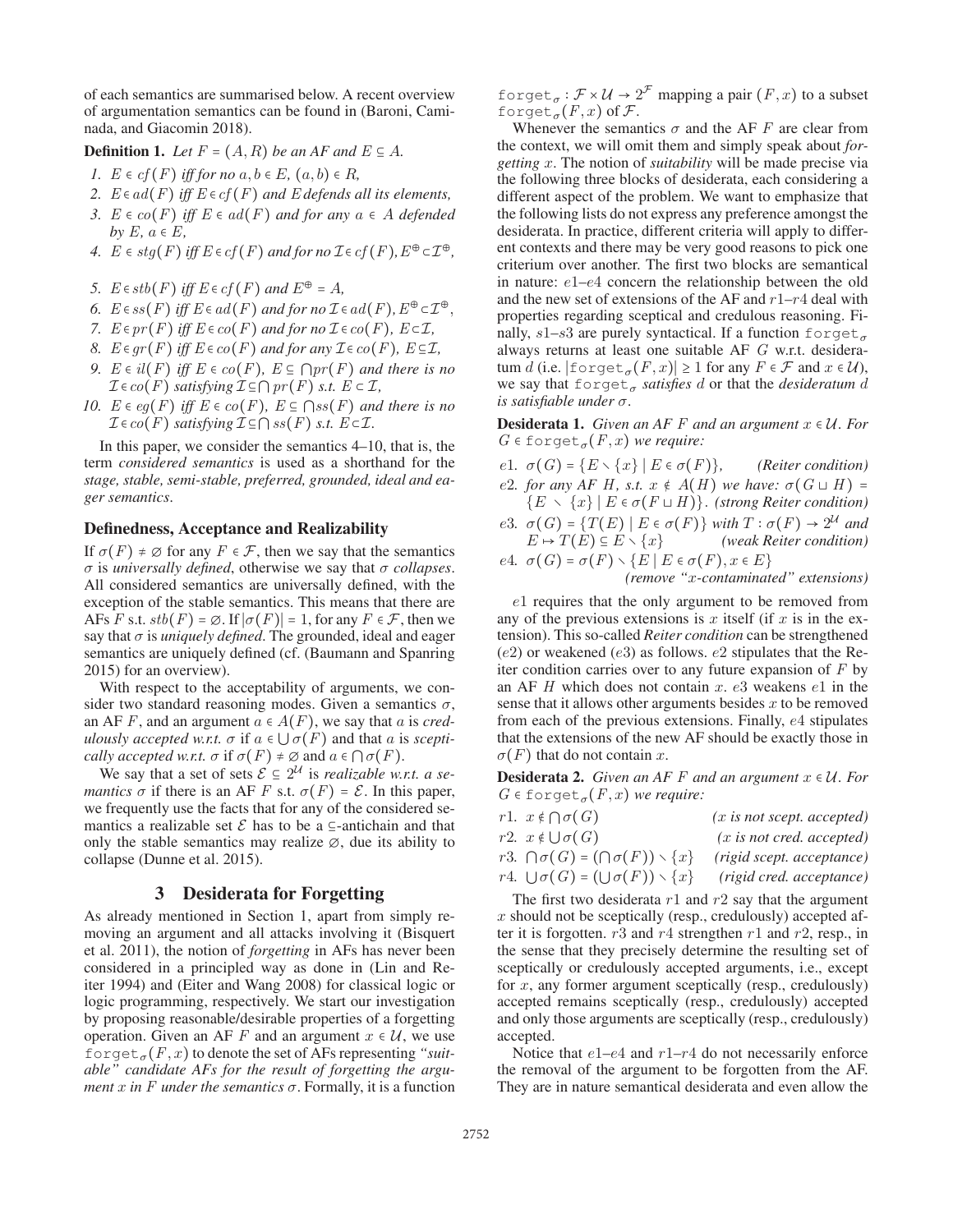of each semantics are summarised below. A recent overview of argumentation semantics can be found in (Baroni, Caminada, and Giacomin 2018).

**Definition 1.** *Let $F = (A, R)$ be an AF and $E \subseteq A$.*

1. *$E \in cf(F)$ iff for no $a, b \in E$, $(a, b) \in R$,*
2. *$E \in ad(F)$ iff $E \in cf(F)$ and $E$ defends all its elements,*
3. *$E \in co(F)$ iff $E \in ad(F)$ and for any $a \in A$ defended by $E$, $a \in E$,*
4. *$E \in stg(F)$ iff $E \in cf(F)$ and for no $\mathcal{I} \in cf(F)$, $E^{\oplus} \subset \mathcal{I}^{\oplus}$,*
5. *$E \in stb(F)$ iff $E \in cf(F)$ and $E^{\oplus} = A$,*
6. *$E \in ss(F)$ iff $E \in ad(F)$ and for no $\mathcal{I} \in ad(F)$, $E^{\oplus} \subset \mathcal{I}^{\oplus}$,*
7. *$E \in pr(F)$ iff $E \in co(F)$ and for no $\mathcal{I} \in co(F)$, $E \subset \mathcal{I}$,*
8. *$E \in gr(F)$ iff $E \in co(F)$ and for any $\mathcal{I} \in co(F)$, $E \subseteq \mathcal{I}$,*
9. *$E \in il(F)$ iff $E \in co(F)$, $E \subseteq \bigcap pr(F)$ and there is no $\mathcal{I} \in co(F)$ satisfying $\mathcal{I} \subseteq \bigcap pr(F)$ s.t. $E \subset \mathcal{I}$,*
10. *$E \in eg(F)$ iff $E \in co(F)$, $E \subseteq \bigcap ss(F)$ and there is no $\mathcal{I} \in co(F)$ satisfying $\mathcal{I} \subseteq \bigcap ss(F)$ s.t. $E \subset \mathcal{I}$.*

In this paper, we consider the semantics 4–10, that is, the term *considered semantics* is used as a shorthand for the *stage, stable, semi-stable, preferred, grounded, ideal and eager semantics*.

### Definedness, Acceptance and Realizability

If $\sigma(F) \neq \varnothing$ for any $F \in \mathcal{F}$, then we say that the semantics $\sigma$ is *universally defined*, otherwise we say that $\sigma$ *collapses*. All considered semantics are universally defined, with the exception of the stable semantics. This means that there are AFs $F$ s.t. $stb(F) = \varnothing$. If $|\sigma(F)| = 1$, for any $F \in \mathcal{F}$, then we say that $\sigma$ is *uniquely defined*. The grounded, ideal and eager semantics are uniquely defined (cf. (Baumann and Spanring 2015) for an overview).

With respect to the acceptability of arguments, we consider two standard reasoning modes. Given a semantics $\sigma$, an AF $F$, and an argument $a \in A(F)$, we say that $a$ is *credulously accepted w.r.t.* $\sigma$ if $a \in \bigcup \sigma(F)$ and that $a$ is *sceptically accepted w.r.t.* $\sigma$ if $\sigma(F) \neq \varnothing$ and $a \in \bigcap \sigma(F)$.

We say that a set of sets $\mathcal{E} \subseteq 2^{\mathcal{U}}$ is *realizable w.r.t. a semantics* $\sigma$ if there is an AF $F$ s.t. $\sigma(F) = \mathcal{E}$. In this paper, we frequently use the facts that for any of the considered semantics a realizable set $\mathcal{E}$ has to be a $\subseteq$-antichain and that only the stable semantics may realize $\varnothing$, due its ability to collapse (Dunne et al. 2015).

## 3 Desiderata for Forgetting

As already mentioned in Section 1, apart from simply removing an argument and all attacks involving it (Bisquert et al. 2011), the notion of *forgetting* in AFs has never been considered in a principled way as done in (Lin and Reiter 1994) and (Eiter and Wang 2008) for classical logic or logic programming, respectively. We start our investigation by proposing reasonable/desirable properties of a forgetting operation. Given an AF $F$ and an argument $x \in \mathcal{U}$, we use $\texttt{forget}_\sigma(F, x)$ to denote the set of AFs representing *"suitable" candidate AFs for the result of forgetting the argument $x$ in $F$ under the semantics $\sigma$*. Formally, it is a function $\texttt{forget}_\sigma : \mathcal{F} \times \mathcal{U} \to 2^{\mathcal{F}}$ mapping a pair $(F, x)$ to a subset $\texttt{forget}_\sigma(F, x)$ of $\mathcal{F}$.

Whenever the semantics $\sigma$ and the AF $F$ are clear from the context, we will omit them and simply speak about *forgetting* $x$. The notion of *suitability* will be made precise via the following three blocks of desiderata, each considering a different aspect of the problem. We want to emphasize that the following lists do not express any preference amongst the desiderata. In practice, different criteria will apply to different contexts and there may be very good reasons to pick one criterium over another. The first two blocks are semantical in nature: $e1$–$e4$ concern the relationship between the old and the new set of extensions of the AF and $r1$–$r4$ deal with properties regarding sceptical and credulous reasoning. Finally, $s1$–$s3$ are purely syntactical. If a function $\texttt{forget}_\sigma$ always returns at least one suitable AF $G$ w.r.t. desideratum $d$ (i.e. $|\texttt{forget}_\sigma(F, x)| \geq 1$ for any $F \in \mathcal{F}$ and $x \in \mathcal{U}$), we say that $\texttt{forget}_\sigma$ *satisfies* $d$ or that the *desideratum* $d$ *is satisfiable under* $\sigma$.

**Desiderata 1.** *Given an AF $F$ and an argument $x \in \mathcal{U}$. For $G \in \texttt{forget}_\sigma(F, x)$ we require:*

- $e1$. $\sigma(G) = \{E \setminus \{x\} \mid E \in \sigma(F)\}$, *(Reiter condition)*
- $e2$. *for any AF $H$, s.t. $x \notin A(H)$ we have:* $\sigma(G \sqcup H) = \{E \setminus \{x\} \mid E \in \sigma(F \sqcup H)\}$. *(strong Reiter condition)*
- $e3$. $\sigma(G) = \{T(E) \mid E \in \sigma(F)\}$ *with* $T : \sigma(F) \to 2^{\mathcal{U}}$ *and* $E \mapsto T(E) \subseteq E \setminus \{x\}$ *(weak Reiter condition)*
- $e4$. $\sigma(G) = \sigma(F) \setminus \{E \mid E \in \sigma(F), x \in E\}$ *(remove "$x$-contaminated" extensions)*

$e1$ requires that the only argument to be removed from any of the previous extensions is $x$ itself (if $x$ is in the extension). This so-called *Reiter condition* can be strengthened ($e2$) or weakened ($e3$) as follows. $e2$ stipulates that the Reiter condition carries over to any future expansion of $F$ by an AF $H$ which does not contain $x$. $e3$ weakens $e1$ in the sense that it allows other arguments besides $x$ to be removed from each of the previous extensions. Finally, $e4$ stipulates that the extensions of the new AF should be exactly those in $\sigma(F)$ that do not contain $x$.

**Desiderata 2.** *Given an AF $F$ and an argument $x \in \mathcal{U}$. For $G \in \texttt{forget}_\sigma(F, x)$ we require:*

- $r1$. $x \notin \bigcap \sigma(G)$ *($x$ is not scept. accepted)*
- $r2$. $x \notin \bigcup \sigma(G)$ *($x$ is not cred. accepted)*
- $r3$. $\bigcap \sigma(G) = (\bigcap \sigma(F)) \setminus \{x\}$ *(rigid scept. acceptance)*
- $r4$. $\bigcup \sigma(G) = (\bigcup \sigma(F)) \setminus \{x\}$ *(rigid cred. acceptance)*

The first two desiderata $r1$ and $r2$ say that the argument $x$ should not be sceptically (resp., credulously) accepted after it is forgotten. $r3$ and $r4$ strengthen $r1$ and $r2$, resp., in the sense that they precisely determine the resulting set of sceptically or credulously accepted arguments, i.e., except for $x$, any former argument sceptically (resp., credulously) accepted remains sceptically (resp., credulously) accepted and only those arguments are sceptically (resp., credulously) accepted.

Notice that $e1$–$e4$ and $r1$–$r4$ do not necessarily enforce the removal of the argument to be forgotten from the AF. They are in nature semantical desiderata and even allow the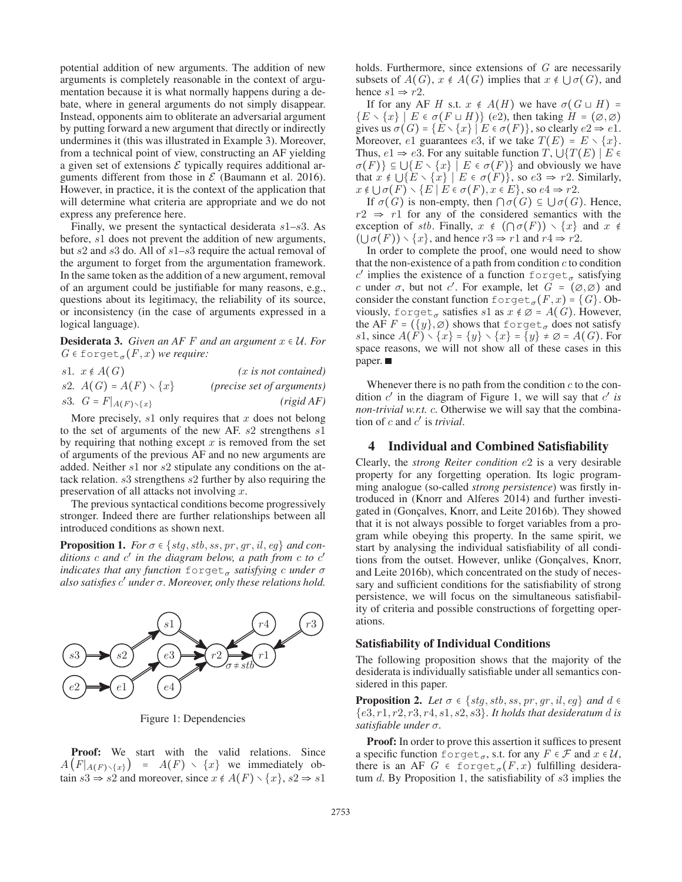potential addition of new arguments. The addition of new arguments is completely reasonable in the context of argumentation because it is what normally happens during a debate, where in general arguments do not simply disappear. Instead, opponents aim to obliterate an adversarial argument by putting forward a new argument that directly or indirectly undermines it (this was illustrated in Example 3). Moreover, from a technical point of view, constructing an AF yielding a given set of extensions $\mathcal{E}$ typically requires additional arguments different from those in $\mathcal{E}$ (Baumann et al. 2016). However, in practice, it is the context of the application that will determine what criteria are appropriate and we do not express any preference here.

Finally, we present the syntactical desiderata $s1$–$s3$. As before, $s1$ does not prevent the addition of new arguments, but $s2$ and $s3$ do. All of $s1$–$s3$ require the actual removal of the argument to forget from the argumentation framework. In the same token as the addition of a new argument, removal of an argument could be justifiable for many reasons, e.g., questions about its legitimacy, the reliability of its source, or inconsistency (in the case of arguments expressed in a logical language).

**Desiderata 3.** *Given an AF $F$ and an argument $x \in \mathcal{U}$. For $G \in \texttt{forget}_\sigma(F, x)$ we require:*

$s1.$ $x \notin A(G)$ *($x$ is not contained)*

$s2.$ $A(G) = A(F) \setminus \{x\}$ *(precise set of arguments)*

$s3.$ $G = F|_{A(F)\setminus\{x\}}$ *(rigid AF)*

More precisely, $s1$ only requires that $x$ does not belong to the set of arguments of the new AF. $s2$ strengthens $s1$ by requiring that nothing except $x$ is removed from the set of arguments of the previous AF and no new arguments are added. Neither $s1$ nor $s2$ stipulate any conditions on the attack relation. $s3$ strengthens $s2$ further by also requiring the preservation of all attacks not involving $x$.

The previous syntactical conditions become progressively stronger. Indeed there are further relationships between all introduced conditions as shown next.

**Proposition 1.** *For $\sigma \in \{stg, stb, ss, pr, gr, il, eg\}$ and conditions $c$ and $c'$ in the diagram below, a path from $c$ to $c'$ indicates that any function $\texttt{forget}_\sigma$ satisfying $c$ under $\sigma$ also satisfies $c'$ under $\sigma$. Moreover, only these relations hold.*

Figure 1: Dependencies

**Proof:** We start with the valid relations. Since $A\big(F|_{A(F)\setminus\{x\}}\big) = A(F) \setminus \{x\}$ we immediately obtain $s3 \Rightarrow s2$ and moreover, since $x \notin A(F) \setminus \{x\}$, $s2 \Rightarrow s1$ holds. Furthermore, since extensions of $G$ are necessarily subsets of $A(G)$, $x \notin A(G)$ implies that $x \notin \bigcup\sigma(G)$, and hence $s1 \Rightarrow r2$.

If for any AF $H$ s.t. $x \notin A(H)$ we have $\sigma(G \sqcup H) = \{E \setminus \{x\} \mid E \in \sigma(F \sqcup H)\}$ $(e2)$, then taking $H = (\varnothing, \varnothing)$ gives us $\sigma(G) = \{E \setminus \{x\} \mid E \in \sigma(F)\}$, so clearly $e2 \Rightarrow e1$. Moreover, $e1$ guarantees $e3$, if we take $T(E) = E \setminus \{x\}$. Thus, $e1 \Rightarrow e3$. For any suitable function $T$, $\bigcup\{T(E) \mid E \in \sigma(F)\} \subseteq \bigcup\{E \setminus \{x\} \mid E \in \sigma(F)\}$ and obviously we have that $x \notin \bigcup\{E \setminus \{x\} \mid E \in \sigma(F)\}$, so $e3 \Rightarrow r2$. Similarly, $x \notin \bigcup\sigma(F) \setminus \{E \mid E \in \sigma(F), x \in E\}$, so $e4 \Rightarrow r2$.

If $\sigma(G)$ is non-empty, then $\bigcap\sigma(G) \subseteq \bigcup\sigma(G)$. Hence, $r2 \Rightarrow r1$ for any of the considered semantics with the exception of $stb$. Finally, $x \notin (\bigcap\sigma(F)) \setminus \{x\}$ and $x \notin (\bigcup\sigma(F)) \setminus \{x\}$, and hence $r3 \Rightarrow r1$ and $r4 \Rightarrow r2$.

In order to complete the proof, one would need to show that the non-existence of a path from condition $c$ to condition $c'$ implies the existence of a function $\texttt{forget}_\sigma$ satisfying $c$ under $\sigma$, but not $c'$. For example, let $G = (\varnothing, \varnothing)$ and consider the constant function $\texttt{forget}_\sigma(F, x) = \{G\}$. Obviously, $\texttt{forget}_\sigma$ satisfies $s1$ as $x \notin \varnothing = A(G)$. However, the AF $F = (\{y\}, \varnothing)$ shows that $\texttt{forget}_\sigma$ does not satisfy $s1$, since $A(F) \setminus \{x\} = \{y\} \setminus \{x\} = \{y\} \neq \varnothing = A(G)$. For space reasons, we will not show all of these cases in this paper. ■

Whenever there is no path from the condition $c$ to the condition $c'$ in the diagram of Figure 1, we will say that $c'$ *is non-trivial w.r.t.* $c$. Otherwise we will say that the combination of $c$ and $c'$ is *trivial*.

## 4 Individual and Combined Satisfiability

Clearly, the *strong Reiter condition* $e2$ is a very desirable property for any forgetting operation. Its logic programming analogue (so-called *strong persistence*) was firstly introduced in (Knorr and Alferes 2014) and further investigated in (Gonçalves, Knorr, and Leite 2016b). They showed that it is not always possible to forget variables from a program while obeying this property. In the same spirit, we start by analysing the individual satisfiability of all conditions from the outset. However, unlike (Gonçalves, Knorr, and Leite 2016b), which concentrated on the study of necessary and sufficient conditions for the satisfiability of strong persistence, we will focus on the simultaneous satisfiability of criteria and possible constructions of forgetting operations.

### Satisfiability of Individual Conditions

The following proposition shows that the majority of the desiderata is individually satisfiable under all semantics considered in this paper.

**Proposition 2.** *Let $\sigma \in \{stg, stb, ss, pr, gr, il, eg\}$ and $d \in \{e3, r1, r2, r3, r4, s1, s2, s3\}$. It holds that desideratum $d$ is satisfiable under $\sigma$.*

**Proof:** In order to prove this assertion it suffices to present a specific function $\texttt{forget}_\sigma$, s.t. for any $F \in \mathcal{F}$ and $x \in \mathcal{U}$, there is an AF $G \in \texttt{forget}_\sigma(F, x)$ fulfilling desideratum $d$. By Proposition 1, the satisfiability of $s3$ implies the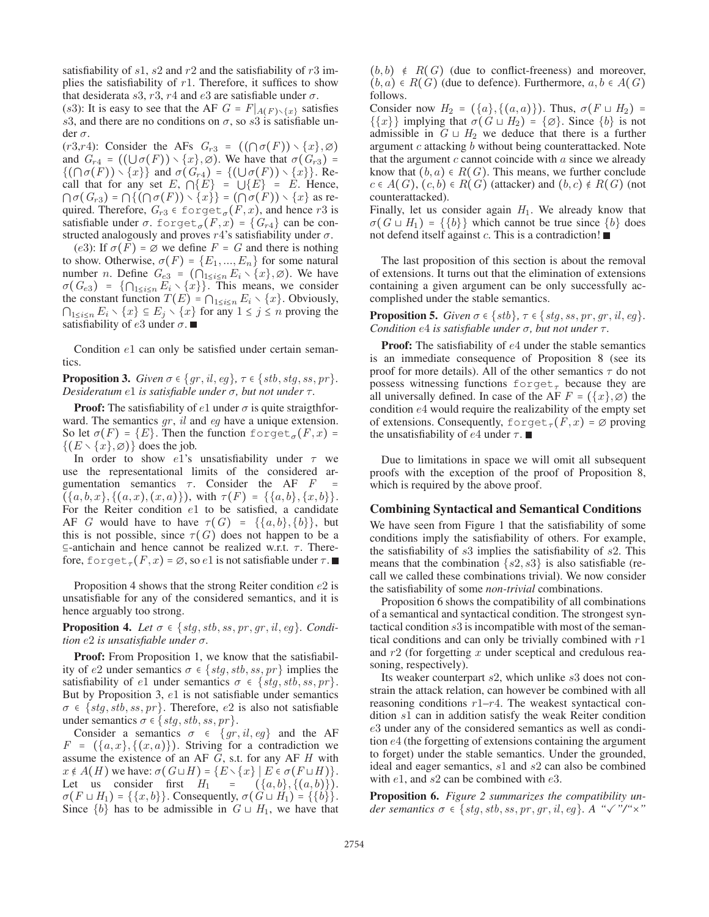satisfiability of $s1$, $s2$ and $r2$ and the satisfiability of $r3$ implies the satisfiability of $r1$. Therefore, it suffices to show that desiderata $s3$, $r3$, $r4$ and $e3$ are satisfiable under $\sigma$.

($s3$): It is easy to see that the AF $G = F|_{A(F)\setminus\{x\}}$ satisfies $s3$, and there are no conditions on $\sigma$, so $s3$ is satisfiable under $\sigma$.

($r3$,$r4$): Consider the AFs $G_{r3} = ((\bigcap\sigma(F))\setminus\{x\},\varnothing)$ and $G_{r4} = ((\bigcup\sigma(F))\setminus\{x\},\varnothing)$. We have that $\sigma(G_{r3}) = \{(\bigcap\sigma(F))\setminus\{x\}\}$ and $\sigma(G_{r4}) = \{(\bigcup\sigma(F))\setminus\{x\}\}$. Recall that for any set $E$, $\bigcap\{E\} = \bigcup\{E\} = E$. Hence, $\bigcap\sigma(G_{r3}) = \bigcap\{(\bigcap\sigma(F))\setminus\{x\}\} = (\bigcap\sigma(F))\setminus\{x\}$ as required. Therefore, $G_{r3} \in \texttt{forget}_\sigma(F,x)$, and hence $r3$ is satisfiable under $\sigma$. $\texttt{forget}_\sigma(F,x) = \{G_{r4}\}$ can be constructed analogously and proves $r4$'s satisfiability under $\sigma$.

($e3$): If $\sigma(F) = \varnothing$ we define $F = G$ and there is nothing to show. Otherwise, $\sigma(F) = \{E_1,...,E_n\}$ for some natural number $n$. Define $G_{e3} = (\bigcap_{1\le i\le n} E_i \setminus\{x\},\varnothing)$. We have $\sigma(G_{e3}) = \{\bigcap_{1\le i\le n} E_i\setminus\{x\}\}$. This means, we consider the constant function $T(E) = \bigcap_{1\le i\le n} E_i\setminus\{x\}$. Obviously, $\bigcap_{1\le i\le n} E_i\setminus\{x\} \subseteq E_j\setminus\{x\}$ for any $1\le j\le n$ proving the satisfiability of $e3$ under $\sigma$. ■

Condition $e1$ can only be satisfied under certain semantics.

**Proposition 3.** *Given $\sigma \in \{gr, il, eg\}$, $\tau \in \{stb, stg, ss, pr\}$. Desideratum $e1$ is satisfiable under $\sigma$, but not under $\tau$.*

**Proof:** The satisfiability of $e1$ under $\sigma$ is quite straigthforward. The semantics $gr$, $il$ and $eg$ have a unique extension. So let $\sigma(F) = \{E\}$. Then the function $\texttt{forget}_\sigma(F,x) = \{(E\setminus\{x\},\varnothing)\}$ does the job.

In order to show $e1$'s unsatisfiability under $\tau$ we use the representational limits of the considered argumentation semantics $\tau$. Consider the AF $F = (\{a,b,x\},\{(a,x),(x,a)\})$, with $\tau(F) = \{\{a,b\},\{x,b\}\}$. For the Reiter condition $e1$ to be satisfied, a candidate AF $G$ would have to have $\tau(G) = \{\{a,b\},\{b\}\}$, but this is not possible, since $\tau(G)$ does not happen to be a $\subseteq$-antichain and hence cannot be realized w.r.t. $\tau$. Therefore, $\texttt{forget}_\tau(F,x) = \varnothing$, so $e1$ is not satisfiable under $\tau$. ■

Proposition 4 shows that the strong Reiter condition $e2$ is unsatisfiable for any of the considered semantics, and it is hence arguably too strong.

**Proposition 4.** *Let $\sigma \in \{stg, stb, ss, pr, gr, il, eg\}$. Condition $e2$ is unsatisfiable under $\sigma$.*

**Proof:** From Proposition 1, we know that the satisfiability of $e2$ under semantics $\sigma \in \{stg, stb, ss, pr\}$ implies the satisfiability of $e1$ under semantics $\sigma \in \{stg, stb, ss, pr\}$. But by Proposition 3, $e1$ is not satisfiable under semantics $\sigma \in \{stg, stb, ss, pr\}$. Therefore, $e2$ is also not satisfiable under semantics $\sigma \in \{stg, stb, ss, pr\}$.

Consider a semantics $\sigma \in \{gr, il, eg\}$ and the AF $F = (\{a,x\},\{(x,a)\})$. Striving for a contradiction we assume the existence of an AF $G$, s.t. for any AF $H$ with $x \notin A(H)$ we have: $\sigma(G\sqcup H) = \{E\setminus\{x\} \mid E\in\sigma(F\sqcup H)\}$. Let us consider first $H_1 = (\{a,b\},\{(a,b)\})$. $\sigma(F\sqcup H_1) = \{\{x,b\}\}$. Consequently, $\sigma(G\sqcup H_1) = \{\{b\}\}$. Since $\{b\}$ has to be admissible in $G\sqcup H_1$, we have that $(b,b)\notin R(G)$ (due to conflict-freeness) and moreover, $(b,a)\in R(G)$ (due to defence). Furthermore, $a,b\in A(G)$ follows.

Consider now $H_2 = (\{a\},\{(a,a)\})$. Thus, $\sigma(F\sqcup H_2) = \{\{x\}\}$ implying that $\sigma(G\sqcup H_2) = \{\varnothing\}$. Since $\{b\}$ is not admissible in $G\sqcup H_2$ we deduce that there is a further argument $c$ attacking $b$ without being counterattacked. Note that the argument $c$ cannot coincide with $a$ since we already know that $(b,a)\in R(G)$. This means, we further conclude $c\in A(G)$, $(c,b)\in R(G)$ (attacker) and $(b,c)\notin R(G)$ (not counterattacked).

Finally, let us consider again $H_1$. We already know that $\sigma(G\sqcup H_1) = \{\{b\}\}$ which cannot be true since $\{b\}$ does not defend itself against $c$. This is a contradiction! ■

The last proposition of this section is about the removal of extensions. It turns out that the elimination of extensions containing a given argument can be only successfully accomplished under the stable semantics.

**Proposition 5.** *Given $\sigma\in\{stb\}$, $\tau\in\{stg, ss, pr, gr, il, eg\}$. Condition $e4$ is satisfiable under $\sigma$, but not under $\tau$.*

**Proof:** The satisfiability of $e4$ under the stable semantics is an immediate consequence of Proposition 8 (see its proof for more details). All of the other semantics $\tau$ do not possess witnessing functions $\texttt{forget}_\tau$ because they are all universally defined. In case of the AF $F = (\{x\},\varnothing)$ the condition $e4$ would require the realizability of the empty set of extensions. Consequently, $\texttt{forget}_\tau(F,x) = \varnothing$ proving the unsatisfiability of $e4$ under $\tau$. ■

Due to limitations in space we will omit all subsequent proofs with the exception of the proof of Proposition 8, which is required by the above proof.

## Combining Syntactical and Semantical Conditions

We have seen from Figure 1 that the satisfiability of some conditions imply the satisfiability of others. For example, the satisfiability of $s3$ implies the satisfiability of $s2$. This means that the combination $\{s2, s3\}$ is also satisfiable (recall we called these combinations trivial). We now consider the satisfiability of some *non-trivial* combinations.

Proposition 6 shows the compatibility of all combinations of a semantical and syntactical condition. The strongest syntactical condition $s3$ is incompatible with most of the semantical conditions and can only be trivially combined with $r1$ and $r2$ (for forgetting $x$ under sceptical and credulous reasoning, respectively).

Its weaker counterpart $s2$, which unlike $s3$ does not constrain the attack relation, can however be combined with all reasoning conditions $r1$–$r4$. The weakest syntactical condition $s1$ can in addition satisfy the weak Reiter condition $e3$ under any of the considered semantics as well as condition $e4$ (the forgetting of extensions containing the argument to forget) under the stable semantics. Under the grounded, ideal and eager semantics, $s1$ and $s2$ can also be combined with $e1$, and $s2$ can be combined with $e3$.

**Proposition 6.** *Figure 2 summarizes the compatibility under semantics $\sigma\in\{stg, stb, ss, pr, gr, il, eg\}$. A "✓"/"×"*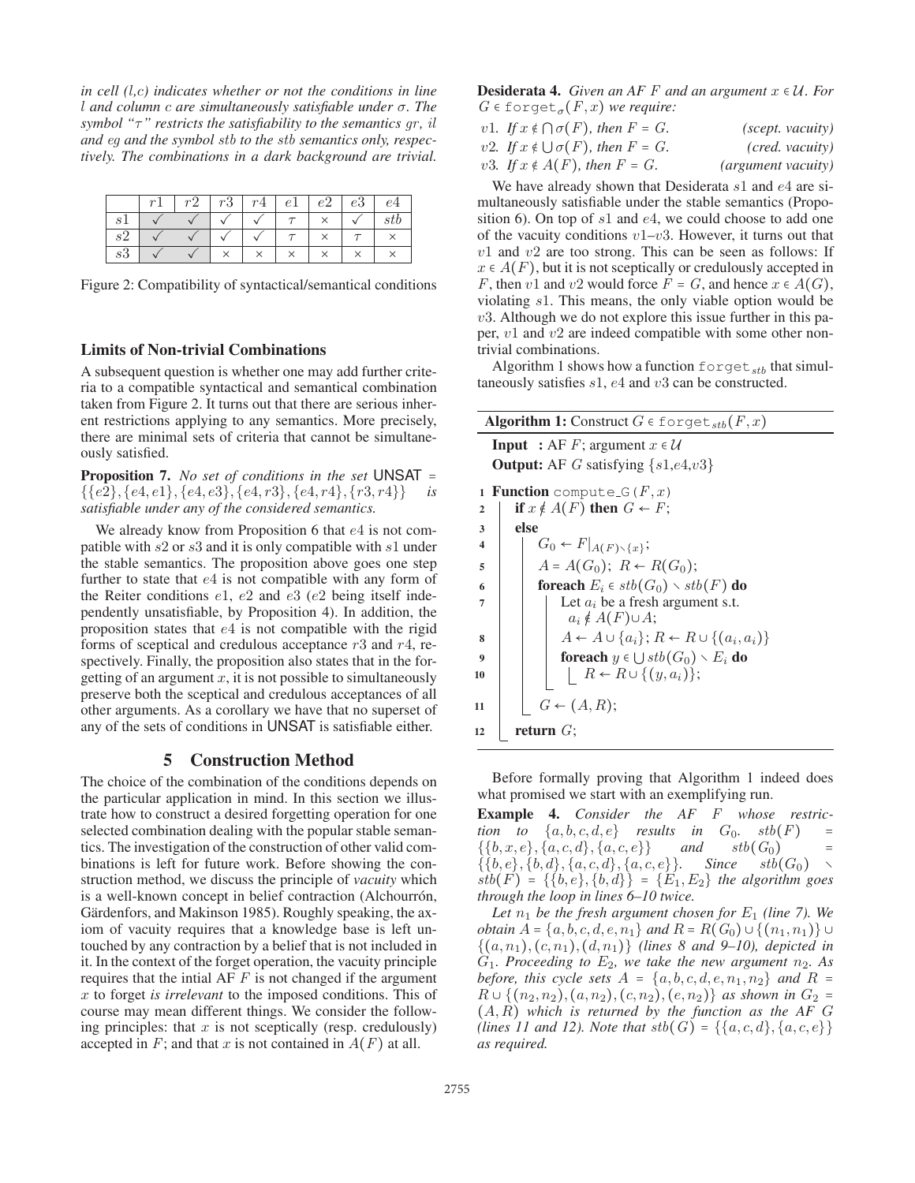*in cell (l,c) indicates whether or not the conditions in line l and column c are simultaneously satisfiable under $\sigma$. The symbol "$\tau$" restricts the satisfiability to the semantics $gr$, $il$ and $eg$ and the symbol $stb$ to the $stb$ semantics only, respectively. The combinations in a dark background are trivial.*

| | $r1$ | $r2$ | $r3$ | $r4$ | $e1$ | $e2$ | $e3$ | $e4$ |
|---|---|---|---|---|---|---|---|---|
| $s1$ | ✓ | ✓ | ✓ | ✓ | $\tau$ | × | ✓ | $stb$ |
| $s2$ | ✓ | ✓ | ✓ | ✓ | $\tau$ | × | $\tau$ | × |
| $s3$ | ✓ | ✓ | × | × | × | × | × | × |

Figure 2: Compatibility of syntactical/semantical conditions

### Limits of Non-trivial Combinations

A subsequent question is whether one may add further criteria to a compatible syntactical and semantical combination taken from Figure 2. It turns out that there are serious inherent restrictions applying to any semantics. More precisely, there are minimal sets of criteria that cannot be simultaneously satisfied.

**Proposition 7.** *No set of conditions in the set* UNSAT $= \{\{e2\}, \{e4, e1\}, \{e4, e3\}, \{e4, r3\}, \{e4, r4\}, \{r3, r4\}\}$ *is satisfiable under any of the considered semantics.*

We already know from Proposition 6 that $e4$ is not compatible with $s2$ or $s3$ and it is only compatible with $s1$ under the stable semantics. The proposition above goes one step further to state that $e4$ is not compatible with any form of the Reiter conditions $e1$, $e2$ and $e3$ ($e2$ being itself independently unsatisfiable, by Proposition 4). In addition, the proposition states that $e4$ is not compatible with the rigid forms of sceptical and credulous acceptance $r3$ and $r4$, respectively. Finally, the proposition also states that in the forgetting of an argument $x$, it is not possible to simultaneously preserve both the sceptical and credulous acceptances of all other arguments. As a corollary we have that no superset of any of the sets of conditions in UNSAT is satisfiable either.

## 5 Construction Method

The choice of the combination of the conditions depends on the particular application in mind. In this section we illustrate how to construct a desired forgetting operation for one selected combination dealing with the popular stable semantics. The investigation of the construction of other valid combinations is left for future work. Before showing the construction method, we discuss the principle of *vacuity* which is a well-known concept in belief contraction (Alchourrón, Gärdenfors, and Makinson 1985). Roughly speaking, the axiom of vacuity requires that a knowledge base is left untouched by any contraction by a belief that is not included in it. In the context of the forget operation, the vacuity principle requires that the intial AF $F$ is not changed if the argument $x$ to forget *is irrelevant* to the imposed conditions. This of course may mean different things. We consider the following principles: that $x$ is not sceptically (resp. credulously) accepted in $F$; and that $x$ is not contained in $A(F)$ at all.

**Desiderata 4.** *Given an AF $F$ and an argument $x \in \mathcal{U}$. For $G \in \texttt{forget}_\sigma(F, x)$ we require:*

- *$v1$. If $x \notin \bigcap \sigma(F)$, then $F = G$.* (scept. vacuity)
- *$v2$. If $x \notin \bigcup \sigma(F)$, then $F = G$.* (cred. vacuity)
- *$v3$. If $x \notin A(F)$, then $F = G$.* (argument vacuity)

We have already shown that Desiderata $s1$ and $e4$ are simultaneously satisfiable under the stable semantics (Proposition 6). On top of $s1$ and $e4$, we could choose to add one of the vacuity conditions $v1$–$v3$. However, it turns out that $v1$ and $v2$ are too strong. This can be seen as follows: If $x \in A(F)$, but it is not sceptically or credulously accepted in $F$, then $v1$ and $v2$ would force $F = G$, and hence $x \in A(G)$, violating $s1$. This means, the only viable option would be $v3$. Although we do not explore this issue further in this paper, $v1$ and $v2$ are indeed compatible with some other non-trivial combinations.

Algorithm 1 shows how a function $\texttt{forget}_{stb}$ that simultaneously satisfies $s1$, $e4$ and $v3$ can be constructed.

**Algorithm 1:** Construct $G \in \texttt{forget}_{stb}(F, x)$

**Input :** AF $F$; argument $x \in \mathcal{U}$
**Output:** AF $G$ satisfying $\{s1,e4,v3\}$

```
1  Function compute_G(F, x)
2    if x ∉ A(F) then G ← F;
3    else
4      G_0 ← F|_{A(F)∖{x}};
5      A = A(G_0); R ← R(G_0);
6      foreach E_i ∈ stb(G_0) ∖ stb(F) do
7        Let a_i be a fresh argument s.t.
           a_i ∉ A(F) ∪ A;
8        A ← A ∪ {a_i}; R ← R ∪ {(a_i, a_i)}
9        foreach y ∈ ⋃ stb(G_0) ∖ E_i do
10         R ← R ∪ {(y, a_i)};
11     G ← (A, R);
12   return G;
```

Before formally proving that Algorithm 1 indeed does what promised we start with an exemplifying run.

**Example 4.** *Consider the AF $F$ whose restriction to $\{a, b, c, d, e\}$ results in $G_0$. $stb(F) = \{\{b, x, e\}, \{a, c, d\}, \{a, c, e\}\}$ and $stb(G_0) = \{\{b, e\}, \{b, d\}, \{a, c, d\}, \{a, c, e\}\}$. Since $stb(G_0) \setminus stb(F) = \{\{b, e\}, \{b, d\}\} = \{E_1, E_2\}$ the algorithm goes through the loop in lines 6–10 twice.*

*Let $n_1$ be the fresh argument chosen for $E_1$ (line 7). We obtain $A = \{a, b, c, d, e, n_1\}$ and $R = R(G_0) \cup \{(n_1, n_1)\} \cup \{(a, n_1), (c, n_1), (d, n_1)\}$ (lines 8 and 9–10), depicted in $G_1$. Proceeding to $E_2$, we take the new argument $n_2$. As before, this cycle sets $A = \{a, b, c, d, e, n_1, n_2\}$ and $R = R \cup \{(n_2, n_2), (a, n_2), (c, n_2), (e, n_2)\}$ as shown in $G_2 = (A, R)$ which is returned by the function as the AF $G$ (lines 11 and 12). Note that $stb(G) = \{\{a, c, d\}, \{a, c, e\}\}$ as required.*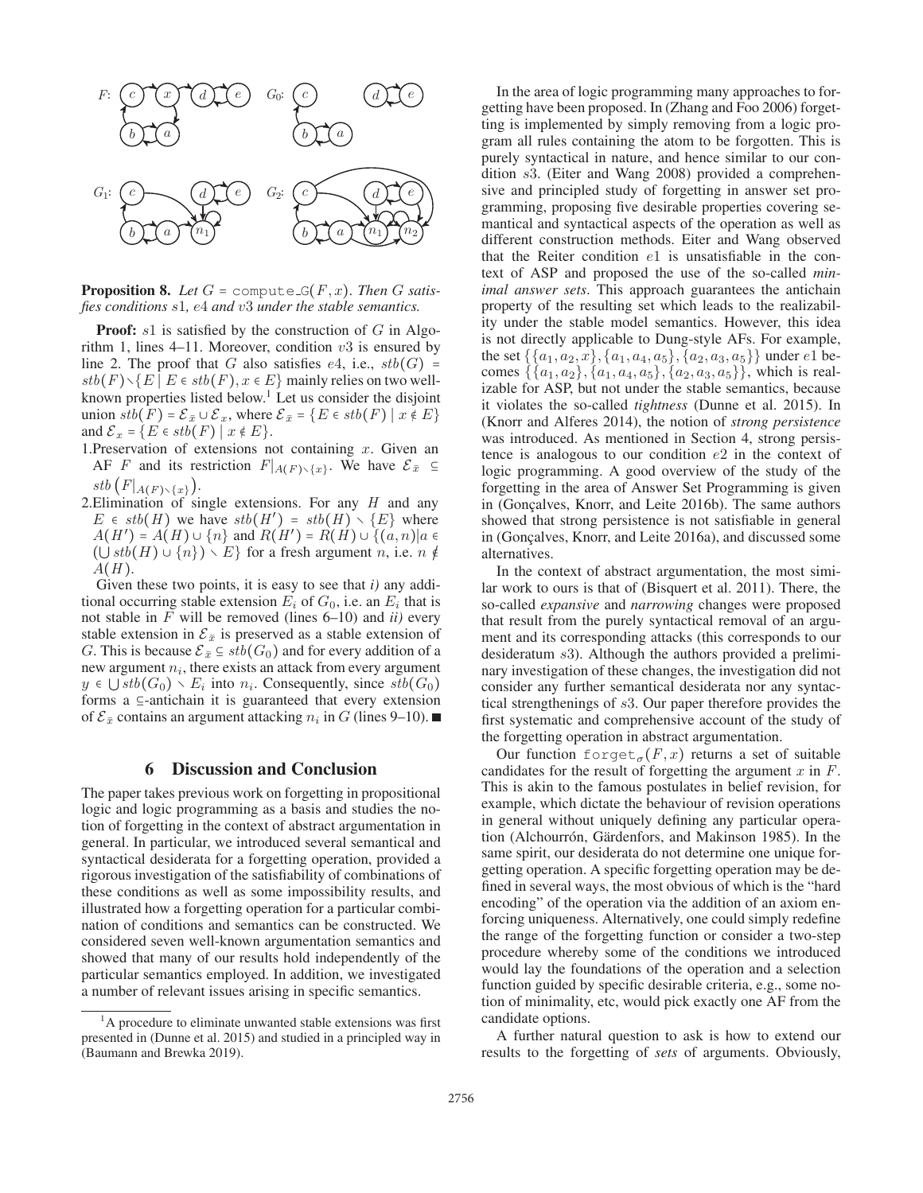**Proposition 8.** *Let $G = \texttt{compute\_G}(F, x)$. Then $G$ satisfies conditions $s1$, $e4$ and $v3$ under the stable semantics.*

**Proof:** $s1$ is satisfied by the construction of $G$ in Algorithm 1, lines 4–11. Moreover, condition $v3$ is ensured by line 2. The proof that $G$ also satisfies $e4$, i.e., $stb(G) = stb(F) \setminus \{E \mid E \in stb(F), x \in E\}$ mainly relies on two well-known properties listed below.[1] Let us consider the disjoint union $stb(F) = \mathcal{E}_{\bar{x}} \cup \mathcal{E}_x$, where $\mathcal{E}_{\bar{x}} = \{E \in stb(F) \mid x \notin E\}$ and $\mathcal{E}_x = \{E \in stb(F) \mid x \notin E\}$.

1. Preservation of extensions not containing $x$. Given an AF $F$ and its restriction $F|_{A(F)\setminus\{x\}}$. We have $\mathcal{E}_{\bar{x}} \subseteq stb\left(F|_{A(F)\setminus\{x\}}\right)$.
2. Elimination of single extensions. For any $H$ and any $E \in stb(H)$ we have $stb(H') = stb(H) \setminus \{E\}$ where $A(H') = A(H) \cup \{n\}$ and $R(H') = R(H) \cup \{(a,n) | a \in (\bigcup stb(H) \cup \{n\}) \setminus E\}$ for a fresh argument $n$, i.e. $n \notin A(H)$.

Given these two points, it is easy to see that *i)* any additional occurring stable extension $E_i$ of $G_0$, i.e. an $E_i$ that is not stable in $F$ will be removed (lines 6–10) and *ii)* every stable extension in $\mathcal{E}_{\bar{x}}$ is preserved as a stable extension of $G$. This is because $\mathcal{E}_{\bar{x}} \subseteq stb(G_0)$ and for every addition of a new argument $n_i$, there exists an attack from every argument $y \in \bigcup stb(G_0) \setminus E_i$ into $n_i$. Consequently, since $stb(G_0)$ forms a $\subseteq$-antichain it is guaranteed that every extension of $\mathcal{E}_{\bar{x}}$ contains an argument attacking $n_i$ in $G$ (lines 9–10). ■

## 6 Discussion and Conclusion

The paper takes previous work on forgetting in propositional logic and logic programming as a basis and studies the notion of forgetting in the context of abstract argumentation in general. In particular, we introduced several semantical and syntactical desiderata for a forgetting operation, provided a rigorous investigation of the satisfiability of combinations of these conditions as well as some impossibility results, and illustrated how a forgetting operation for a particular combination of conditions and semantics can be constructed. We considered seven well-known argumentation semantics and showed that many of our results hold independently of the particular semantics employed. In addition, we investigated a number of relevant issues arising in specific semantics.

In the area of logic programming many approaches to forgetting have been proposed. In (Zhang and Foo 2006) forgetting is implemented by simply removing from a logic program all rules containing the atom to be forgotten. This is purely syntactical in nature, and hence similar to our condition $s3$. (Eiter and Wang 2008) provided a comprehensive and principled study of forgetting in answer set programming, proposing five desirable properties covering semantical and syntactical aspects of the operation as well as different construction methods. Eiter and Wang observed that the Reiter condition $e1$ is unsatisfiable in the context of ASP and proposed the use of the so-called *minimal answer sets*. This approach guarantees the antichain property of the resulting set which leads to the realizability under the stable model semantics. However, this idea is not directly applicable to Dung-style AFs. For example, the set $\{\{a_1, a_2, x\}, \{a_1, a_4, a_5\}, \{a_2, a_3, a_5\}\}$ under $e1$ becomes $\{\{a_1, a_2\}, \{a_1, a_4, a_5\}, \{a_2, a_3, a_5\}\}$, which is realizable for ASP, but not under the stable semantics, because it violates the so-called *tightness* (Dunne et al. 2015). In (Knorr and Alferes 2014), the notion of *strong persistence* was introduced. As mentioned in Section 4, strong persistence is analogous to our condition $e2$ in the context of logic programming. A good overview of the study of the forgetting in the area of Answer Set Programming is given in (Gonçalves, Knorr, and Leite 2016b). The same authors showed that strong persistence is not satisfiable in general in (Gonçalves, Knorr, and Leite 2016a), and discussed some alternatives.

In the context of abstract argumentation, the most similar work to ours is that of (Bisquert et al. 2011). There, the so-called *expansive* and *narrowing* changes were proposed that result from the purely syntactical removal of an argument and its corresponding attacks (this corresponds to our desideratum $s3$). Although the authors provided a preliminary investigation of these changes, the investigation did not consider any further semantical desiderata nor any syntactical strengthenings of $s3$. Our paper therefore provides the first systematic and comprehensive account of the study of the forgetting operation in abstract argumentation.

Our function $\texttt{forget}_\sigma(F, x)$ returns a set of suitable candidates for the result of forgetting the argument $x$ in $F$. This is akin to the famous postulates in belief revision, for example, which dictate the behaviour of revision operations in general without uniquely defining any particular operation (Alchourrón, Gärdenfors, and Makinson 1985). In the same spirit, our desiderata do not determine one unique forgetting operation. A specific forgetting operation may be defined in several ways, the most obvious of which is the "hard encoding" of the operation via the addition of an axiom enforcing uniqueness. Alternatively, one could simply redefine the range of the forgetting function or consider a two-step procedure whereby some of the conditions we introduced would lay the foundations of the operation and a selection function guided by specific desirable criteria, e.g., some notion of minimality, etc, would pick exactly one AF from the candidate options.

A further natural question to ask is how to extend our results to the forgetting of *sets* of arguments. Obviously,

[1] A procedure to eliminate unwanted stable extensions was first presented in (Dunne et al. 2015) and studied in a principled way in (Baumann and Brewka 2019).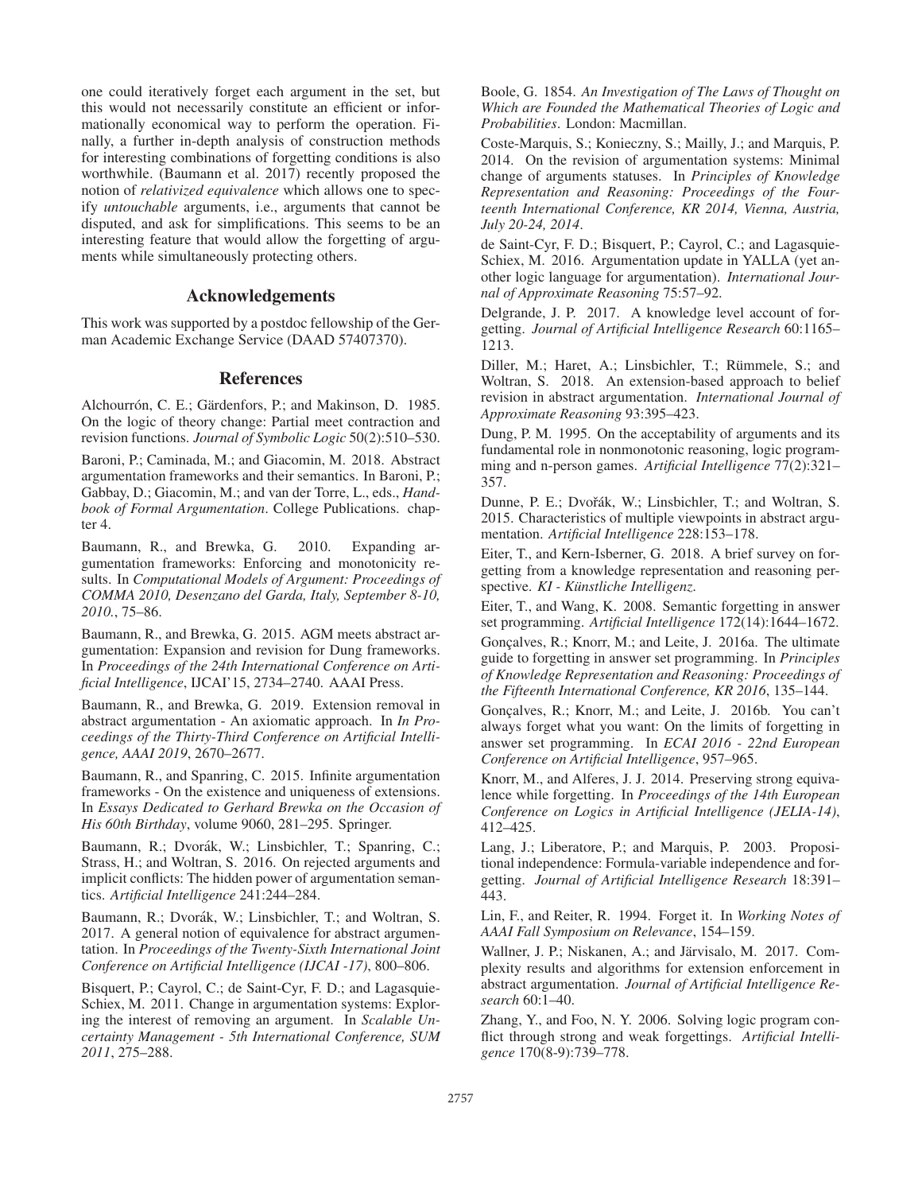one could iteratively forget each argument in the set, but this would not necessarily constitute an efficient or informationally economical way to perform the operation. Finally, a further in-depth analysis of construction methods for interesting combinations of forgetting conditions is also worthwhile. (Baumann et al. 2017) recently proposed the notion of *relativized equivalence* which allows one to specify *untouchable* arguments, i.e., arguments that cannot be disputed, and ask for simplifications. This seems to be an interesting feature that would allow the forgetting of arguments while simultaneously protecting others.

## Acknowledgements

This work was supported by a postdoc fellowship of the German Academic Exchange Service (DAAD 57407370).

## References

Alchourrón, C. E.; Gärdenfors, P.; and Makinson, D. 1985. On the logic of theory change: Partial meet contraction and revision functions. *Journal of Symbolic Logic* 50(2):510–530.

Baroni, P.; Caminada, M.; and Giacomin, M. 2018. Abstract argumentation frameworks and their semantics. In Baroni, P.; Gabbay, D.; Giacomin, M.; and van der Torre, L., eds., *Handbook of Formal Argumentation*. College Publications. chapter 4.

Baumann, R., and Brewka, G. 2010. Expanding argumentation frameworks: Enforcing and monotonicity results. In *Computational Models of Argument: Proceedings of COMMA 2010, Desenzano del Garda, Italy, September 8-10, 2010.*, 75–86.

Baumann, R., and Brewka, G. 2015. AGM meets abstract argumentation: Expansion and revision for Dung frameworks. In *Proceedings of the 24th International Conference on Artificial Intelligence*, IJCAI'15, 2734–2740. AAAI Press.

Baumann, R., and Brewka, G. 2019. Extension removal in abstract argumentation - An axiomatic approach. In *In Proceedings of the Thirty-Third Conference on Artificial Intelligence, AAAI 2019*, 2670–2677.

Baumann, R., and Spanring, C. 2015. Infinite argumentation frameworks - On the existence and uniqueness of extensions. In *Essays Dedicated to Gerhard Brewka on the Occasion of His 60th Birthday*, volume 9060, 281–295. Springer.

Baumann, R.; Dvorák, W.; Linsbichler, T.; Spanring, C.; Strass, H.; and Woltran, S. 2016. On rejected arguments and implicit conflicts: The hidden power of argumentation semantics. *Artificial Intelligence* 241:244–284.

Baumann, R.; Dvorák, W.; Linsbichler, T.; and Woltran, S. 2017. A general notion of equivalence for abstract argumentation. In *Proceedings of the Twenty-Sixth International Joint Conference on Artificial Intelligence (IJCAI -17)*, 800–806.

Bisquert, P.; Cayrol, C.; de Saint-Cyr, F. D.; and Lagasquie-Schiex, M. 2011. Change in argumentation systems: Exploring the interest of removing an argument. In *Scalable Uncertainty Management - 5th International Conference, SUM 2011*, 275–288.

Boole, G. 1854. *An Investigation of The Laws of Thought on Which are Founded the Mathematical Theories of Logic and Probabilities*. London: Macmillan.

Coste-Marquis, S.; Konieczny, S.; Mailly, J.; and Marquis, P. 2014. On the revision of argumentation systems: Minimal change of arguments statuses. In *Principles of Knowledge Representation and Reasoning: Proceedings of the Fourteenth International Conference, KR 2014, Vienna, Austria, July 20-24, 2014*.

de Saint-Cyr, F. D.; Bisquert, P.; Cayrol, C.; and Lagasquie-Schiex, M. 2016. Argumentation update in YALLA (yet another logic language for argumentation). *International Journal of Approximate Reasoning* 75:57–92.

Delgrande, J. P. 2017. A knowledge level account of forgetting. *Journal of Artificial Intelligence Research* 60:1165–1213.

Diller, M.; Haret, A.; Linsbichler, T.; Rümmele, S.; and Woltran, S. 2018. An extension-based approach to belief revision in abstract argumentation. *International Journal of Approximate Reasoning* 93:395–423.

Dung, P. M. 1995. On the acceptability of arguments and its fundamental role in nonmonotonic reasoning, logic programming and n-person games. *Artificial Intelligence* 77(2):321–357.

Dunne, P. E.; Dvořák, W.; Linsbichler, T.; and Woltran, S. 2015. Characteristics of multiple viewpoints in abstract argumentation. *Artificial Intelligence* 228:153–178.

Eiter, T., and Kern-Isberner, G. 2018. A brief survey on forgetting from a knowledge representation and reasoning perspective. *KI - Künstliche Intelligenz*.

Eiter, T., and Wang, K. 2008. Semantic forgetting in answer set programming. *Artificial Intelligence* 172(14):1644–1672.

Gonçalves, R.; Knorr, M.; and Leite, J. 2016a. The ultimate guide to forgetting in answer set programming. In *Principles of Knowledge Representation and Reasoning: Proceedings of the Fifteenth International Conference, KR 2016*, 135–144.

Gonçalves, R.; Knorr, M.; and Leite, J. 2016b. You can't always forget what you want: On the limits of forgetting in answer set programming. In *ECAI 2016 - 22nd European Conference on Artificial Intelligence*, 957–965.

Knorr, M., and Alferes, J. J. 2014. Preserving strong equivalence while forgetting. In *Proceedings of the 14th European Conference on Logics in Artificial Intelligence (JELIA-14)*, 412–425.

Lang, J.; Liberatore, P.; and Marquis, P. 2003. Propositional independence: Formula-variable independence and forgetting. *Journal of Artificial Intelligence Research* 18:391–443.

Lin, F., and Reiter, R. 1994. Forget it. In *Working Notes of AAAI Fall Symposium on Relevance*, 154–159.

Wallner, J. P.; Niskanen, A.; and Järvisalo, M. 2017. Complexity results and algorithms for extension enforcement in abstract argumentation. *Journal of Artificial Intelligence Research* 60:1–40.

Zhang, Y., and Foo, N. Y. 2006. Solving logic program conflict through strong and weak forgettings. *Artificial Intelligence* 170(8-9):739–778.